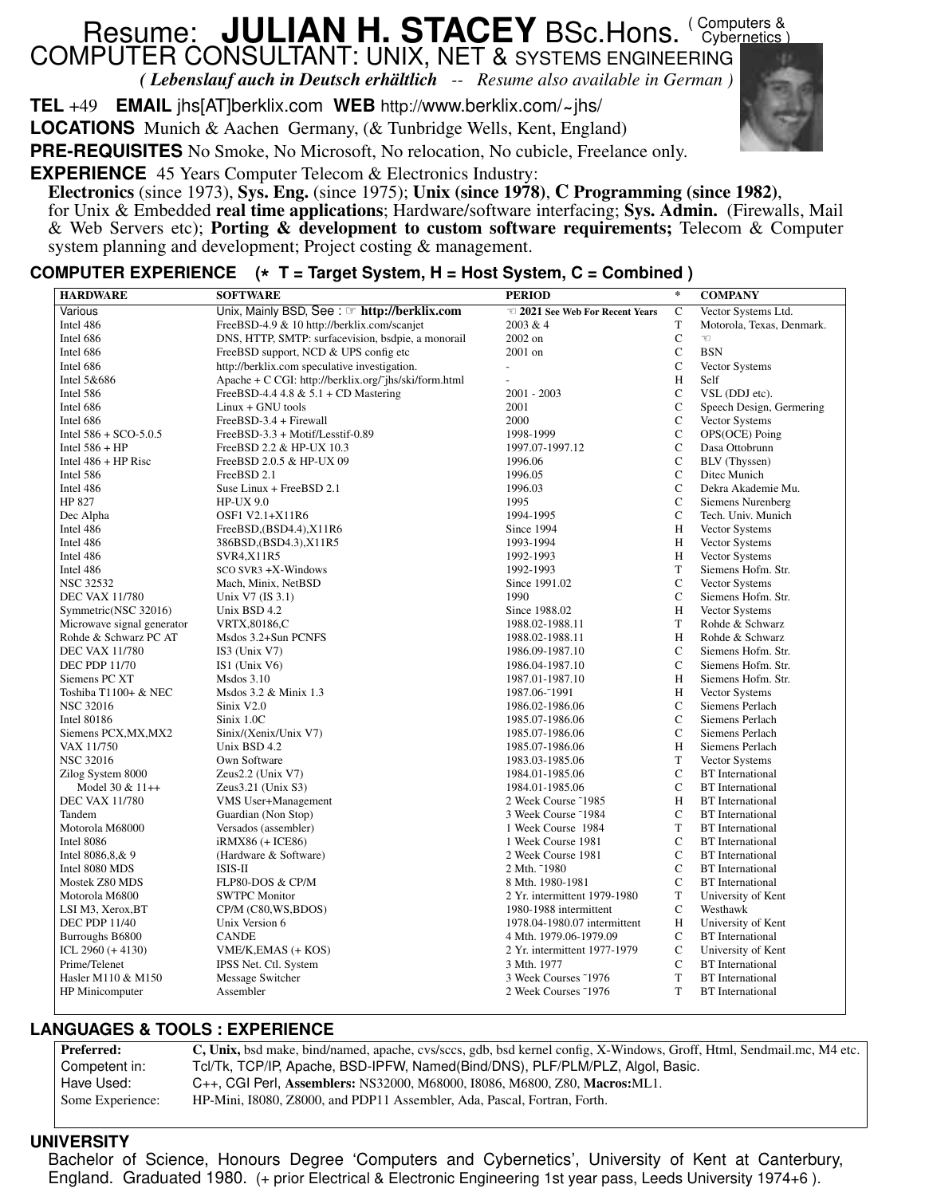# Resume: **JULIAN H. STACEY** BSc.Hons. ( Computers & Cybernetics )

## COMPUTER CONSULTANT: UNIX, NET & SYSTEMS ENGINEERING

***( Lebenslauf auch in Deutsch erhältlich -- Resume also available in German )***

**TEL** +49 **EMAIL** jhs[AT]berklix.com **WEB** http://www.berklix.com/~jhs/

**LOCATIONS** Munich & Aachen Germany, (& Tunbridge Wells, Kent, England)

**PRE-REQUISITES** No Smoke, No Microsoft, No relocation, No cubicle, Freelance only.

**EXPERIENCE** 45 Years Computer Telecom & Electronics Industry:
**Electronics** (since 1973), **Sys. Eng.** (since 1975); **Unix (since 1978)**, **C Programming (since 1982)**, for Unix & Embedded **real time applications**; Hardware/software interfacing; **Sys. Admin.** (Firewalls, Mail & Web Servers etc); **Porting & development to custom software requirements;** Telecom & Computer system planning and development; Project costing & management.

## COMPUTER EXPERIENCE (* T = Target System, H = Host System, C = Combined )

| HARDWARE | SOFTWARE | PERIOD | * | COMPANY |
|---|---|---|---|---|
| Various | Unix, Mainly BSD, See : ☞ **http://berklix.com** | ☜ **2021 See Web For Recent Years** | C | Vector Systems Ltd. |
| Intel 486 | FreeBSD-4.9 & 10 http://berklix.com/scanjet | 2003 & 4 | T | Motorola, Texas, Denmark. |
| Intel 686 | DNS, HTTP, SMTP: surfacevision, bsdpie, a monorail | 2002 on | C | ☜ |
| Intel 686 | FreeBSD support, NCD & UPS config etc | 2001 on | C | BSN |
| Intel 686 | http://berklix.com speculative investigation. | - | C | Vector Systems |
| Intel 5&686 | Apache + C CGI: http://berklix.org/~jhs/ski/form.html | - | H | Self |
| Intel 586 | FreeBSD-4.4 4.8 & 5.1 + CD Mastering | 2001 - 2003 | C | VSL (DDJ etc). |
| Intel 686 | Linux + GNU tools | 2001 | C | Speech Design, Germering |
| Intel 686 | FreeBSD-3.4 + Firewall | 2000 | C | Vector Systems |
| Intel 586 + SCO-5.0.5 | FreeBSD-3.3 + Motif/Lesstif-0.89 | 1998-1999 | C | OPS(OCE) Poing |
| Intel 586 + HP | FreeBSD 2.2 & HP-UX 10.3 | 1997.07-1997.12 | C | Dasa Ottobrunn |
| Intel 486 + HP Risc | FreeBSD 2.0.5 & HP-UX 09 | 1996.06 | C | BLV (Thyssen) |
| Intel 586 | FreeBSD 2.1 | 1996.05 | C | Ditec Munich |
| Intel 486 | Suse Linux + FreeBSD 2.1 | 1996.03 | C | Dekra Akademie Mu. |
| HP 827 | HP-UX 9.0 | 1995 | C | Siemens Nurenberg |
| Dec Alpha | OSF1 V2.1+X11R6 | 1994-1995 | C | Tech. Univ. Munich |
| Intel 486 | FreeBSD,(BSD4.4),X11R6 | Since 1994 | H | Vector Systems |
| Intel 486 | 386BSD,(BSD4.3),X11R5 | 1993-1994 | H | Vector Systems |
| Intel 486 | SVR4,X11R5 | 1992-1993 | H | Vector Systems |
| Intel 486 | SCO SVR3 +X-Windows | 1992-1993 | T | Siemens Hofm. Str. |
| NSC 32532 | Mach, Minix, NetBSD | Since 1991.02 | C | Vector Systems |
| DEC VAX 11/780 | Unix V7 (IS 3.1) | 1990 | C | Siemens Hofm. Str. |
| Symmetric(NSC 32016) | Unix BSD 4.2 | Since 1988.02 | H | Vector Systems |
| Microwave signal generator | VRTX,80186,C | 1988.02-1988.11 | T | Rohde & Schwarz |
| Rohde & Schwarz PC AT | Msdos 3.2+Sun PCNFS | 1988.02-1988.11 | H | Rohde & Schwarz |
| DEC VAX 11/780 | IS3 (Unix V7) | 1986.09-1987.10 | C | Siemens Hofm. Str. |
| DEC PDP 11/70 | IS1 (Unix V6) | 1986.04-1987.10 | C | Siemens Hofm. Str. |
| Siemens PC XT | Msdos 3.10 | 1987.01-1987.10 | H | Siemens Hofm. Str. |
| Toshiba T1100+ & NEC | Msdos 3.2 & Minix 1.3 | 1987.06-~1991 | H | Vector Systems |
| NSC 32016 | Sinix V2.0 | 1986.02-1986.06 | C | Siemens Perlach |
| Intel 80186 | Sinix 1.0C | 1985.07-1986.06 | C | Siemens Perlach |
| Siemens PCX,MX,MX2 | Sinix/(Xenix/Unix V7) | 1985.07-1986.06 | C | Siemens Perlach |
| VAX 11/750 | Unix BSD 4.2 | 1985.07-1986.06 | H | Siemens Perlach |
| NSC 32016 | Own Software | 1983.03-1985.06 | T | Vector Systems |
| Zilog System 8000 | Zeus2.2 (Unix V7) | 1984.01-1985.06 | C | BT International |
| Model 30 & 11++ | Zeus3.21 (Unix S3) | 1984.01-1985.06 | C | BT International |
| DEC VAX 11/780 | VMS User+Management | 2 Week Course ~1985 | H | BT International |
| Tandem | Guardian (Non Stop) | 3 Week Course ~1984 | C | BT International |
| Motorola M68000 | Versados (assembler) | 1 Week Course 1984 | T | BT International |
| Intel 8086 | iRMX86 (+ ICE86) | 1 Week Course 1981 | C | BT International |
| Intel 8086,8,& 9 | (Hardware & Software) | 2 Week Course 1981 | C | BT International |
| Intel 8080 MDS | ISIS-II | 2 Mth. ~1980 | C | BT International |
| Mostek Z80 MDS | FLP80-DOS & CP/M | 8 Mth. 1980-1981 | C | BT International |
| Motorola M6800 | SWTPC Monitor | 2 Yr. intermittent 1979-1980 | T | University of Kent |
| LSI M3, Xerox,BT | CP/M (C80,WS,BDOS) | 1980-1988 intermittent | C | Westhawk |
| DEC PDP 11/40 | Unix Version 6 | 1978.04-1980.07 intermittent | H | University of Kent |
| Burroughs B6800 | CANDE | 4 Mth. 1979.06-1979.09 | C | BT International |
| ICL 2960 (+ 4130) | VME/K,EMAS (+ KOS) | 2 Yr. intermittent 1977-1979 | C | University of Kent |
| Prime/Telenet | IPSS Net. Ctl. System | 3 Mth. 1977 | C | BT International |
| Hasler M110 & M150 | Message Switcher | 3 Week Courses ~1976 | T | BT International |
| HP Minicomputer | Assembler | 2 Week Courses ~1976 | T | BT International |

## LANGUAGES & TOOLS : EXPERIENCE

| | |
|---|---|
| **Preferred:** | **C, Unix,** bsd make, bind/named, apache, cvs/sccs, gdb, bsd kernel config, X-Windows, Groff, Html, Sendmail.mc, M4 etc. |
| Competent in: | Tcl/Tk, TCP/IP, Apache, BSD-IPFW, Named(Bind/DNS), PLF/PLM/PLZ, Algol, Basic. |
| Have Used: | C++, CGI Perl, **Assemblers:** NS32000, M68000, I8086, M6800, Z80, **Macros:**ML1. |
| Some Experience: | HP-Mini, I8080, Z8000, and PDP11 Assembler, Ada, Pascal, Fortran, Forth. |

## UNIVERSITY

Bachelor of Science, Honours Degree 'Computers and Cybernetics', University of Kent at Canterbury, England. Graduated 1980. (+ prior Electrical & Electronic Engineering 1st year pass, Leeds University 1974+6 ).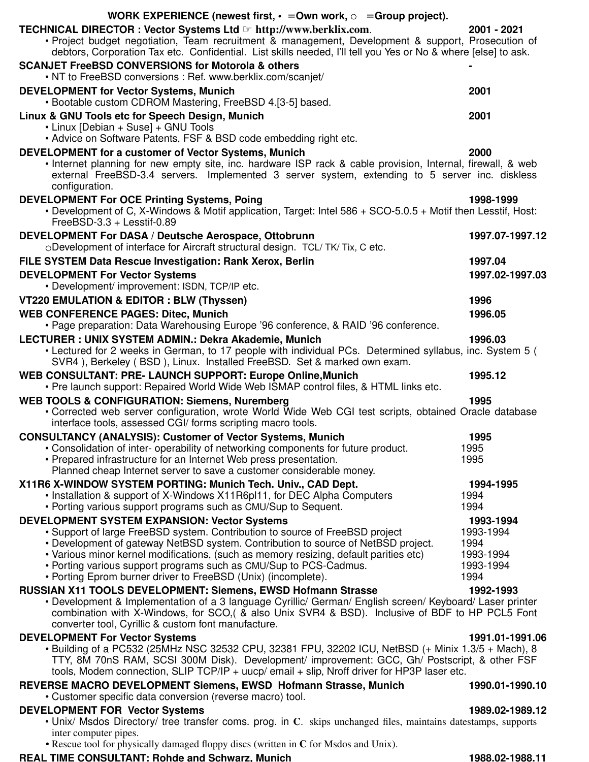**WORK EXPERIENCE (newest first, • =Own work, ○ =Group project).**

**TECHNICAL DIRECTOR : Vector Systems Ltd ☞ http://www.berklix.com.** **2001 - 2021**

- Project budget negotiation, Team recruitment & management, Development & support, Prosecution of debtors, Corporation Tax etc. Confidential. List skills needed, I'll tell you Yes or No & where [else] to ask.

**SCANJET FreeBSD CONVERSIONS for Motorola & others** **-**

- NT to FreeBSD conversions : Ref. www.berklix.com/scanjet/

**DEVELOPMENT for Vector Systems, Munich** **2001**

- Bootable custom CDROM Mastering, FreeBSD 4.[3-5] based.

**Linux & GNU Tools etc for Speech Design, Munich** **2001**

- Linux [Debian + Suse] + GNU Tools
- Advice on Software Patents, FSF & BSD code embedding right etc.

**DEVELOPMENT for a customer of Vector Systems, Munich** **2000**

- Internet planning for new empty site, inc. hardware ISP rack & cable provision, Internal, firewall, & web external FreeBSD-3.4 servers. Implemented 3 server system, extending to 5 server inc. diskless configuration.

**DEVELOPMENT For OCE Printing Systems, Poing** **1998-1999**

- Development of C, X-Windows & Motif application, Target: Intel 586 + SCO-5.0.5 + Motif then Lesstif, Host: FreeBSD-3.3 + Lesstif-0.89

**DEVELOPMENT For DASA / Deutsche Aerospace, Ottobrunn** **1997.07-1997.12**

○ Development of interface for Aircraft structural design. TCL/ TK/ Tix, C etc.

**FILE SYSTEM Data Rescue Investigation: Rank Xerox, Berlin** **1997.04**

**DEVELOPMENT For Vector Systems** **1997.02-1997.03**

- Development/ improvement: ISDN, TCP/IP etc.

**VT220 EMULATION & EDITOR : BLW (Thyssen)** **1996**

**WEB CONFERENCE PAGES: Ditec, Munich** **1996.05**

- Page preparation: Data Warehousing Europe '96 conference, & RAID '96 conference.

**LECTURER : UNIX SYSTEM ADMIN.: Dekra Akademie, Munich** **1996.03**

- Lectured for 2 weeks in German, to 17 people with individual PCs. Determined syllabus, inc. System 5 ( SVR4 ), Berkeley ( BSD ), Linux. Installed FreeBSD. Set & marked own exam.

**WEB CONSULTANT: PRE- LAUNCH SUPPORT: Europe Online,Munich** **1995.12**

- Pre launch support: Repaired World Wide Web ISMAP control files, & HTML links etc.

**WEB TOOLS & CONFIGURATION: Siemens, Nuremberg** **1995**

- Corrected web server configuration, wrote World Wide Web CGI test scripts, obtained Oracle database interface tools, assessed CGI/ forms scripting macro tools.

**CONSULTANCY (ANALYSIS): Customer of Vector Systems, Munich** **1995**

- Consolidation of inter- operability of networking components for future product. 1995
- Prepared infrastructure for an Internet Web press presentation. 1995
  Planned cheap Internet server to save a customer considerable money.

**X11R6 X-WINDOW SYSTEM PORTING: Munich Tech. Univ., CAD Dept.** **1994-1995**

- Installation & support of X-Windows X11R6pl11, for DEC Alpha Computers 1994
- Porting various support programs such as CMU/Sup to Sequent. 1994

**DEVELOPMENT SYSTEM EXPANSION: Vector Systems** **1993-1994**

- Support of large FreeBSD system. Contribution to source of FreeBSD project 1993-1994
- Development of gateway NetBSD system. Contribution to source of NetBSD project. 1994
- Various minor kernel modifications, (such as memory resizing, default parities etc) 1993-1994
- Porting various support programs such as CMU/Sup to PCS-Cadmus. 1993-1994
- Porting Eprom burner driver to FreeBSD (Unix) (incomplete). 1994

**RUSSIAN X11 TOOLS DEVELOPMENT: Siemens, EWSD Hofmann Strasse** **1992-1993**

- Development & Implementation of a 3 language Cyrillic/ German/ English screen/ Keyboard/ Laser printer combination with X-Windows, for SCO,( & also Unix SVR4 & BSD). Inclusive of BDF to HP PCL5 Font converter tool, Cyrillic & custom font manufacture.

**DEVELOPMENT For Vector Systems** **1991.01-1991.06**

- Building of a PC532 (25MHz NSC 32532 CPU, 32381 FPU, 32202 ICU, NetBSD (+ Minix 1.3/5 + Mach), 8 TTY, 8M 70nS RAM, SCSI 300M Disk). Development/ improvement: GCC, Gh/ Postscript, & other FSF tools, Modem connection, SLIP TCP/IP + uucp/ email + slip, Nroff driver for HP3P laser etc.

**REVERSE MACRO DEVELOPMENT Siemens, EWSD Hofmann Strasse, Munich** **1990.01-1990.10**

- Customer specific data conversion (reverse macro) tool.

**DEVELOPMENT FOR Vector Systems** **1989.02-1989.12**

- Unix/ Msdos Directory/ tree transfer coms. prog. in **C**. skips unchanged files, maintains datestamps, supports inter computer pipes.
- Rescue tool for physically damaged floppy discs (written in **C** for Msdos and Unix).

**REAL TIME CONSULTANT: Rohde and Schwarz, Munich** **1988.02-1988.11**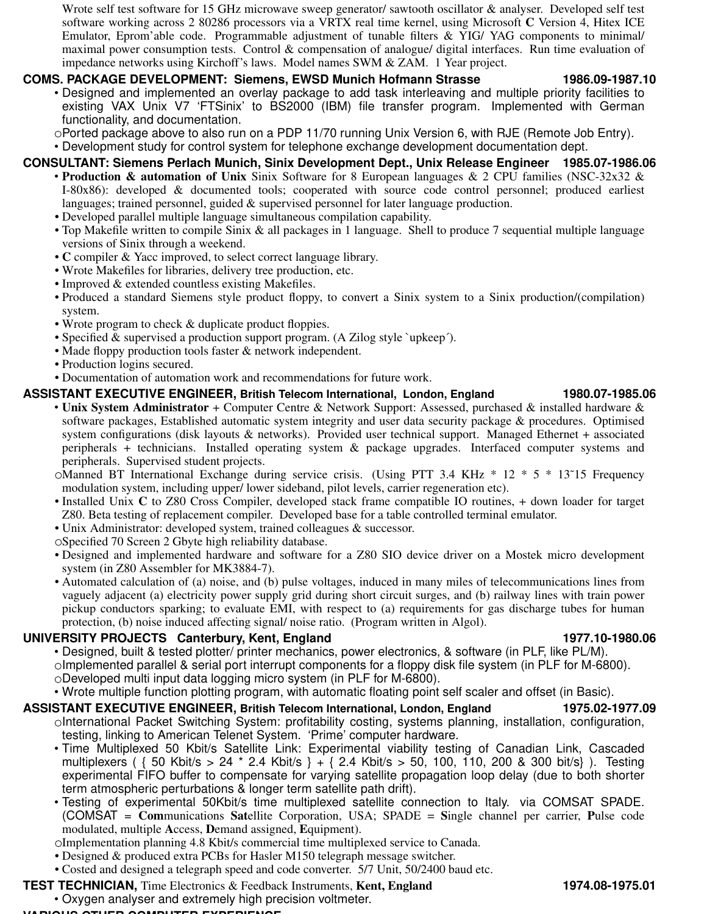Wrote self test software for 15 GHz microwave sweep generator/ sawtooth oscillator & analyser. Developed self test software working across 2 80286 processors via a VRTX real time kernel, using Microsoft **C** Version 4, Hitex ICE Emulator, Eprom'able code. Programmable adjustment of tunable filters & YIG/ YAG components to minimal/ maximal power consumption tests. Control & compensation of analogue/ digital interfaces. Run time evaluation of impedance networks using Kirchoff's laws. Model names SWM & ZAM. 1 Year project.

**COMS. PACKAGE DEVELOPMENT: Siemens, EWSD Munich Hofmann Strasse** **1986.09-1987.10**

- Designed and implemented an overlay package to add task interleaving and multiple priority facilities to existing VAX Unix V7 'FTSinix' to BS2000 (IBM) file transfer program. Implemented with German functionality, and documentation.
- ○Ported package above to also run on a PDP 11/70 running Unix Version 6, with RJE (Remote Job Entry).
- Development study for control system for telephone exchange development documentation dept.

**CONSULTANT: Siemens Perlach Munich, Sinix Development Dept., Unix Release Engineer** **1985.07-1986.06**

- **Production & automation of Unix** Sinix Software for 8 European languages & 2 CPU families (NSC-32x32 & I-80x86): developed & documented tools; cooperated with source code control personnel; produced earliest languages; trained personnel, guided & supervised personnel for later language production.
- Developed parallel multiple language simultaneous compilation capability.
- Top Makefile written to compile Sinix & all packages in 1 language. Shell to produce 7 sequential multiple language versions of Sinix through a weekend.
- **C** compiler & Yacc improved, to select correct language library.
- Wrote Makefiles for libraries, delivery tree production, etc.
- Improved & extended countless existing Makefiles.
- Produced a standard Siemens style product floppy, to convert a Sinix system to a Sinix production/(compilation) system.
- Wrote program to check & duplicate product floppies.
- Specified & supervised a production support program. (A Zilog style `upkeep´).
- Made floppy production tools faster & network independent.
- Production logins secured.
- Documentation of automation work and recommendations for future work.

**ASSISTANT EXECUTIVE ENGINEER, British Telecom International, London, England** **1980.07-1985.06**

- **Unix System Administrator** + Computer Centre & Network Support: Assessed, purchased & installed hardware & software packages, Established automatic system integrity and user data security package & procedures. Optimised system configurations (disk layouts & networks). Provided user technical support. Managed Ethernet + associated peripherals + technicians. Installed operating system & package upgrades. Interfaced computer systems and peripherals. Supervised student projects.
- ○Manned BT International Exchange during service crisis. (Using PTT 3.4 KHz * 12 * 5 * 13˜15 Frequency modulation system, including upper/ lower sideband, pilot levels, carrier regeneration etc).
- Installed Unix **C** to Z80 Cross Compiler, developed stack frame compatible IO routines, + down loader for target Z80. Beta testing of replacement compiler. Developed base for a table controlled terminal emulator.
- Unix Administrator: developed system, trained colleagues & successor.
- ○Specified 70 Screen 2 Gbyte high reliability database.
- Designed and implemented hardware and software for a Z80 SIO device driver on a Mostek micro development system (in Z80 Assembler for MK3884-7).
- Automated calculation of (a) noise, and (b) pulse voltages, induced in many miles of telecommunications lines from vaguely adjacent (a) electricity power supply grid during short circuit surges, and (b) railway lines with train power pickup conductors sparking; to evaluate EMI, with respect to (a) requirements for gas discharge tubes for human protection, (b) noise induced affecting signal/ noise ratio. (Program written in Algol).

**UNIVERSITY PROJECTS Canterbury, Kent, England** **1977.10-1980.06**

- Designed, built & tested plotter/ printer mechanics, power electronics, & software (in PLF, like PL/M).
- ○Implemented parallel & serial port interrupt components for a floppy disk file system (in PLF for M-6800).
- ○Developed multi input data logging micro system (in PLF for M-6800).
- Wrote multiple function plotting program, with automatic floating point self scaler and offset (in Basic).

**ASSISTANT EXECUTIVE ENGINEER, British Telecom International, London, England** **1975.02-1977.09**

- ○International Packet Switching System: profitability costing, systems planning, installation, configuration, testing, linking to American Telenet System. 'Prime' computer hardware.
- Time Multiplexed 50 Kbit/s Satellite Link: Experimental viability testing of Canadian Link, Cascaded multiplexers ( { 50 Kbit/s > 24 * 2.4 Kbit/s } + { 2.4 Kbit/s > 50, 100, 110, 200 & 300 bit/s} ). Testing experimental FIFO buffer to compensate for varying satellite propagation loop delay (due to both shorter term atmospheric perturbations & longer term satellite path drift).
- Testing of experimental 50Kbit/s time multiplexed satellite connection to Italy. via COMSAT SPADE. (COMSAT = **Com**munications **Sat**ellite Corporation, USA; SPADE = **S**ingle channel per carrier, **P**ulse code modulated, multiple **A**ccess, **D**emand assigned, **E**quipment).
- ○Implementation planning 4.8 Kbit/s commercial time multiplexed service to Canada.
- Designed & produced extra PCBs for Hasler M150 telegraph message switcher.
- Costed and designed a telegraph speed and code converter. 5/7 Unit, 50/2400 baud etc.

**TEST TECHNICIAN,** Time Electronics & Feedback Instruments, **Kent, England** **1974.08-1975.01**

- Oxygen analyser and extremely high precision voltmeter.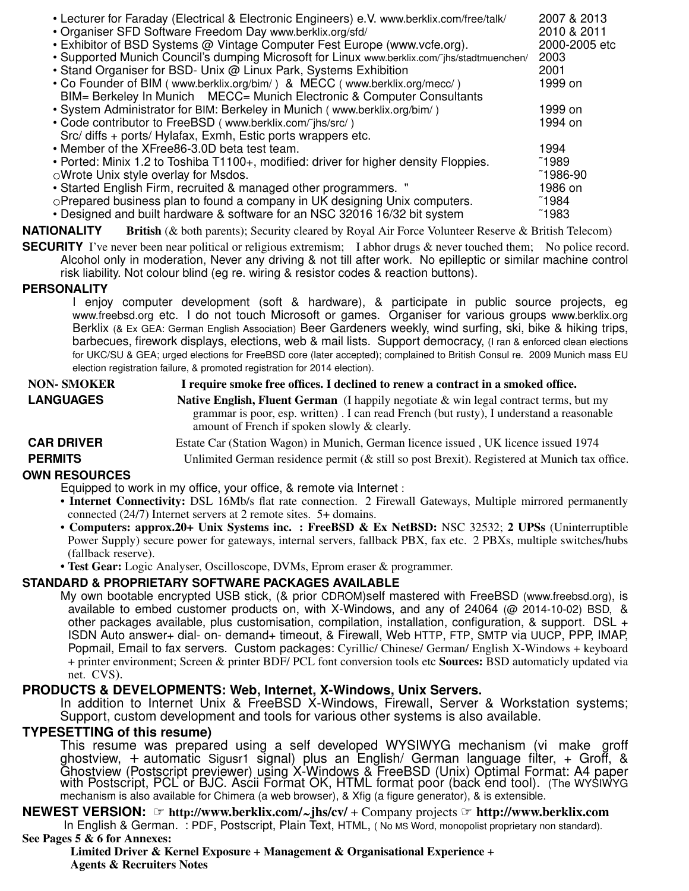| | |
|---|---|
| • Lecturer for Faraday (Electrical & Electronic Engineers) e.V. www.berklix.com/free/talk/ | 2007 & 2013 |
| • Organiser SFD Software Freedom Day www.berklix.org/sfd/ | 2010 & 2011 |
| • Exhibitor of BSD Systems @ Vintage Computer Fest Europe (www.vcfe.org). | 2000-2005 etc |
| • Supported Munich Council's dumping Microsoft for Linux www.berklix.com/~jhs/stadtmuenchen/ | 2003 |
| • Stand Organiser for BSD- Unix @ Linux Park, Systems Exhibition | 2001 |
| • Co Founder of BIM ( www.berklix.org/bim/ ) & MECC ( www.berklix.org/mecc/ ) BIM= Berkeley In Munich MECC= Munich Electronic & Computer Consultants | 1999 on |
| • System Administrator for BIM: Berkeley in Munich ( www.berklix.org/bim/ ) | 1999 on |
| • Code contributor to FreeBSD ( www.berklix.com/~jhs/src/ ) Src/ diffs + ports/ Hylafax, Exmh, Estic ports wrappers etc. | 1994 on |
| • Member of the XFree86-3.0D beta test team. | 1994 |
| • Ported: Minix 1.2 to Toshiba T1100+, modified: driver for higher density Floppies. | ~1989 |
| ○Wrote Unix style overlay for Msdos. | ~1986-90 |
| • Started English Firm, recruited & managed other programmers. " | 1986 on |
| ○Prepared business plan to found a company in UK designing Unix computers. | ~1984 |
| • Designed and built hardware & software for an NSC 32016 16/32 bit system | ~1983 |

**NATIONALITY** **British** (& both parents); Security cleared by Royal Air Force Volunteer Reserve & British Telecom)

**SECURITY** I've never been near political or religious extremism; I abhor drugs & never touched them; No police record. Alcohol only in moderation, Never any driving & not till after work. No epilleptic or similar machine control risk liability. Not colour blind (eg re. wiring & resistor codes & reaction buttons).

**PERSONALITY**

I enjoy computer development (soft & hardware), & participate in public source projects, eg www.freebsd.org etc. I do not touch Microsoft or games. Organiser for various groups www.berklix.org Berklix (& Ex GEA: German English Association) Beer Gardeners weekly, wind surfing, ski, bike & hiking trips, barbecues, firework displays, elections, web & mail lists. Support democracy, (I ran & enforced clean elections for UKC/SU & GEA; urged elections for FreeBSD core (later accepted); complained to British Consul re. 2009 Munich mass EU election registration failure, & promoted registration for 2014 election).

**NON- SMOKER** **I require smoke free offices. I declined to renew a contract in a smoked office.**

**LANGUAGES** **Native English, Fluent German** (I happily negotiate & win legal contract terms, but my grammar is poor, esp. written) . I can read French (but rusty), I understand a reasonable amount of French if spoken slowly & clearly.

**CAR DRIVER** Estate Car (Station Wagon) in Munich, German licence issued , UK licence issued 1974

**PERMITS** Unlimited German residence permit (& still so post Brexit). Registered at Munich tax office.

**OWN RESOURCES**

Equipped to work in my office, your office, & remote via Internet :

- **Internet Connectivity:** DSL 16Mb/s flat rate connection. 2 Firewall Gateways, Multiple mirrored permanently connected (24/7) Internet servers at 2 remote sites. 5+ domains.
- **Computers: approx.20+ Unix Systems inc. : FreeBSD & Ex NetBSD:** NSC 32532; **2 UPSs** (Uninterruptible Power Supply) secure power for gateways, internal servers, fallback PBX, fax etc. 2 PBXs, multiple switches/hubs (fallback reserve).
- **Test Gear:** Logic Analyser, Oscilloscope, DVMs, Eprom eraser & programmer.

**STANDARD & PROPRIETARY SOFTWARE PACKAGES AVAILABLE**

My own bootable encrypted USB stick, (& prior CDROM)self mastered with FreeBSD (www.freebsd.org), is available to embed customer products on, with X-Windows, and any of 24064 (@ 2014-10-02) BSD, & other packages available, plus customisation, compilation, installation, configuration, & support. DSL + ISDN Auto answer+ dial- on- demand+ timeout, & Firewall, Web HTTP, FTP, SMTP via UUCP, PPP, IMAP, Popmail, Email to fax servers. Custom packages: Cyrillic/ Chinese/ German/ English X-Windows + keyboard + printer environment; Screen & printer BDF/ PCL font conversion tools etc **Sources:** BSD automaticly updated via net. CVS).

**PRODUCTS & DEVELOPMENTS: Web, Internet, X-Windows, Unix Servers.**

In addition to Internet Unix & FreeBSD X-Windows, Firewall, Server & Workstation systems; Support, custom development and tools for various other systems is also available.

**TYPESETTING of this resume)**

This resume was prepared using a self developed WYSIWYG mechanism (vi make groff ghostview, + automatic Sigusr1 signal) plus an English/ German language filter, + Groff, & Ghostview (Postscript previewer) using X-Windows & FreeBSD (Unix) Optimal Format: A4 paper with Postscript, PCL or BJC. Ascii Format OK, HTML format poor (back end tool). (The WYSIWYG mechanism is also available for Chimera (a web browser), & Xfig (a figure generator), & is extensible.

**NEWEST VERSION:** ☞ **http://www.berklix.com/~jhs/cv/** + Company projects ☞ **http://www.berklix.com**

In English & German. : PDF, Postscript, Plain Text, HTML, ( No MS Word, monopolist proprietary non standard).

**See Pages 5 & 6 for Annexes:**

**Limited Driver & Kernel Exposure + Management & Organisational Experience + Agents & Recruiters Notes**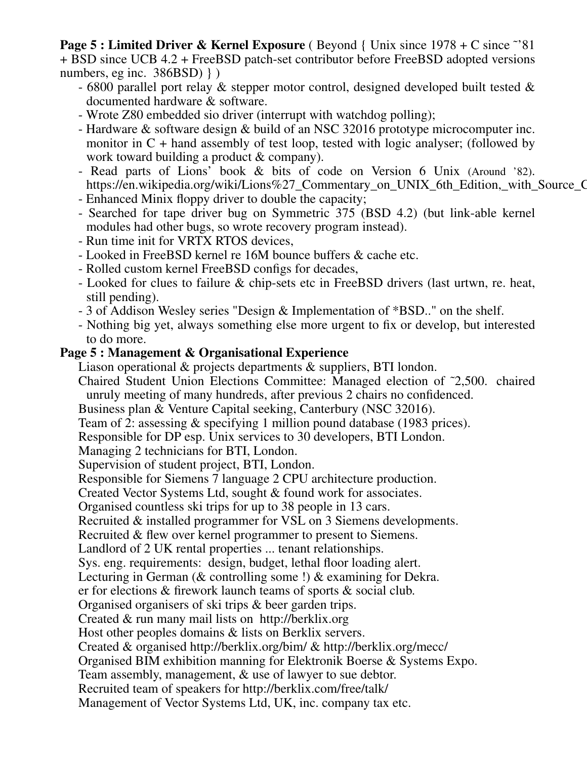**Page 5 : Limited Driver & Kernel Exposure** ( Beyond { Unix since 1978 + C since ~'81 + BSD since UCB 4.2 + FreeBSD patch-set contributor before FreeBSD adopted versions numbers, eg inc. 386BSD) } )

- 6800 parallel port relay & stepper motor control, designed developed built tested & documented hardware & software.
- Wrote Z80 embedded sio driver (interrupt with watchdog polling);
- Hardware & software design & build of an NSC 32016 prototype microcomputer inc. monitor in C + hand assembly of test loop, tested with logic analyser; (followed by work toward building a product & company).
- Read parts of Lions' book & bits of code on Version 6 Unix (Around '82). https://en.wikipedia.org/wiki/Lions%27_Commentary_on_UNIX_6th_Edition,_with_Source_C
- Enhanced Minix floppy driver to double the capacity;
- Searched for tape driver bug on Symmetric 375 (BSD 4.2) (but link-able kernel modules had other bugs, so wrote recovery program instead).
- Run time init for VRTX RTOS devices,
- Looked in FreeBSD kernel re 16M bounce buffers & cache etc.
- Rolled custom kernel FreeBSD configs for decades,
- Looked for clues to failure & chip-sets etc in FreeBSD drivers (last urtwn, re. heat, still pending).
- 3 of Addison Wesley series "Design & Implementation of *BSD.." on the shelf.
- Nothing big yet, always something else more urgent to fix or develop, but interested to do more.

**Page 5 : Management & Organisational Experience**

Liason operational & projects departments & suppliers, BTI london.
Chaired Student Union Elections Committee: Managed election of ~2,500. chaired unruly meeting of many hundreds, after previous 2 chairs no confidenced.
Business plan & Venture Capital seeking, Canterbury (NSC 32016).
Team of 2: assessing & specifying 1 million pound database (1983 prices).
Responsible for DP esp. Unix services to 30 developers, BTI London.
Managing 2 technicians for BTI, London.
Supervision of student project, BTI, London.
Responsible for Siemens 7 language 2 CPU architecture production.
Created Vector Systems Ltd, sought & found work for associates.
Organised countless ski trips for up to 38 people in 13 cars.
Recruited & installed programmer for VSL on 3 Siemens developments.
Recruited & flew over kernel programmer to present to Siemens.
Landlord of 2 UK rental properties ... tenant relationships.
Sys. eng. requirements: design, budget, lethal floor loading alert.
Lecturing in German (& controlling some !) & examining for Dekra.
er for elections & firework launch teams of sports & social club.
Organised organisers of ski trips & beer garden trips.
Created & run many mail lists on http://berklix.org
Host other peoples domains & lists on Berklix servers.
Created & organised http://berklix.org/bim/ & http://berklix.org/mecc/
Organised BIM exhibition manning for Elektronik Boerse & Systems Expo.
Team assembly, management, & use of lawyer to sue debtor.
Recruited team of speakers for http://berklix.com/free/talk/
Management of Vector Systems Ltd, UK, inc. company tax etc.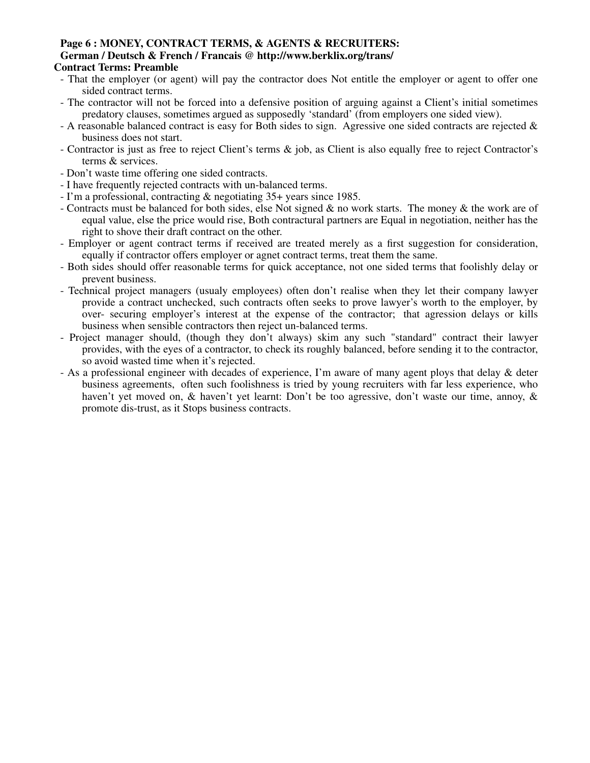**Page 6 : MONEY, CONTRACT TERMS, & AGENTS & RECRUITERS:**
**German / Deutsch & French / Francais @ http://www.berklix.org/trans/**

### Contract Terms: Preamble

- That the employer (or agent) will pay the contractor does Not entitle the employer or agent to offer one sided contract terms.
- The contractor will not be forced into a defensive position of arguing against a Client's initial sometimes predatory clauses, sometimes argued as supposedly 'standard' (from employers one sided view).
- A reasonable balanced contract is easy for Both sides to sign. Agressive one sided contracts are rejected & business does not start.
- Contractor is just as free to reject Client's terms & job, as Client is also equally free to reject Contractor's terms & services.
- Don't waste time offering one sided contracts.
- I have frequently rejected contracts with un-balanced terms.
- I'm a professional, contracting & negotiating 35+ years since 1985.
- Contracts must be balanced for both sides, else Not signed & no work starts. The money & the work are of equal value, else the price would rise, Both contractural partners are Equal in negotiation, neither has the right to shove their draft contract on the other.
- Employer or agent contract terms if received are treated merely as a first suggestion for consideration, equally if contractor offers employer or agnet contract terms, treat them the same.
- Both sides should offer reasonable terms for quick acceptance, not one sided terms that foolishly delay or prevent business.
- Technical project managers (usualy employees) often don't realise when they let their company lawyer provide a contract unchecked, such contracts often seeks to prove lawyer's worth to the employer, by over- securing employer's interest at the expense of the contractor; that agression delays or kills business when sensible contractors then reject un-balanced terms.
- Project manager should, (though they don't always) skim any such "standard" contract their lawyer provides, with the eyes of a contractor, to check its roughly balanced, before sending it to the contractor, so avoid wasted time when it's rejected.
- As a professional engineer with decades of experience, I'm aware of many agent ploys that delay & deter business agreements, often such foolishness is tried by young recruiters with far less experience, who haven't yet moved on, & haven't yet learnt: Don't be too agressive, don't waste our time, annoy, & promote dis-trust, as it Stops business contracts.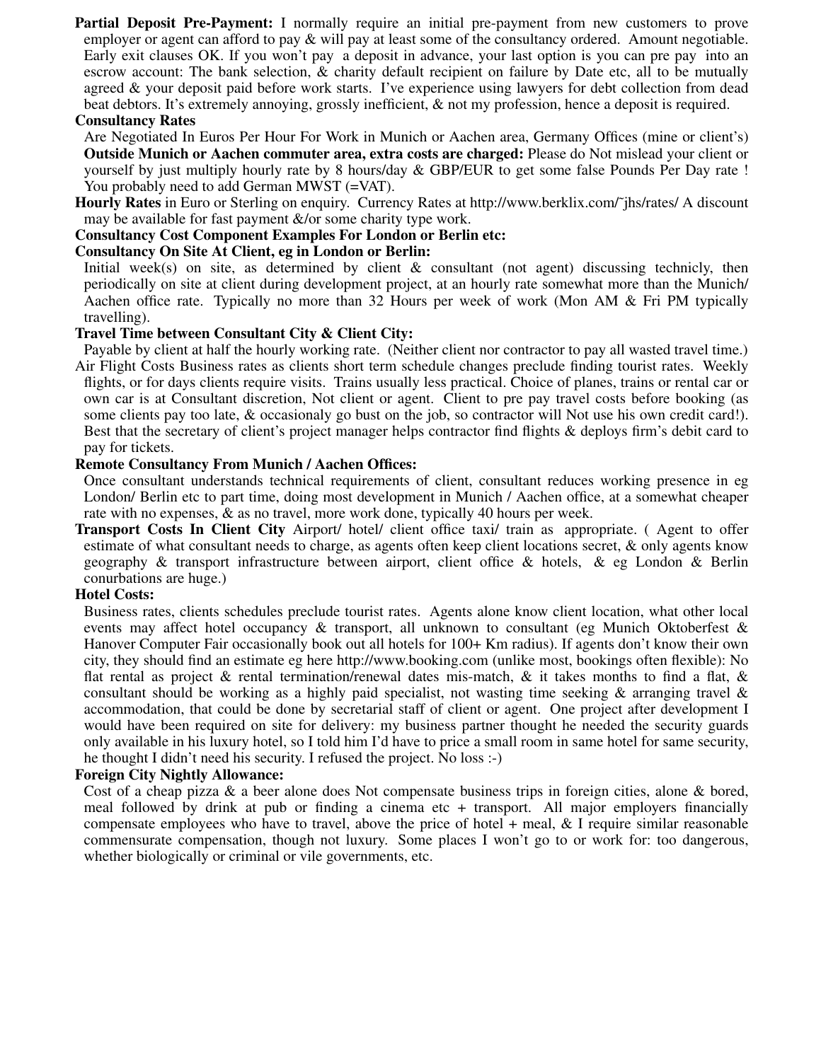**Partial Deposit Pre-Payment:** I normally require an initial pre-payment from new customers to prove employer or agent can afford to pay & will pay at least some of the consultancy ordered. Amount negotiable. Early exit clauses OK. If you won't pay a deposit in advance, your last option is you can pre pay into an escrow account: The bank selection, & charity default recipient on failure by Date etc, all to be mutually agreed & your deposit paid before work starts. I've experience using lawyers for debt collection from dead beat debtors. It's extremely annoying, grossly inefficient, & not my profession, hence a deposit is required.

**Consultancy Rates**

Are Negotiated In Euros Per Hour For Work in Munich or Aachen area, Germany Offices (mine or client's) **Outside Munich or Aachen commuter area, extra costs are charged:** Please do Not mislead your client or yourself by just multiply hourly rate by 8 hours/day & GBP/EUR to get some false Pounds Per Day rate ! You probably need to add German MWST (=VAT).

**Hourly Rates** in Euro or Sterling on enquiry. Currency Rates at http://www.berklix.com/~jhs/rates/ A discount may be available for fast payment &/or some charity type work.

**Consultancy Cost Component Examples For London or Berlin etc:**

**Consultancy On Site At Client, eg in London or Berlin:**

Initial week(s) on site, as determined by client & consultant (not agent) discussing technicly, then periodically on site at client during development project, at an hourly rate somewhat more than the Munich/ Aachen office rate. Typically no more than 32 Hours per week of work (Mon AM & Fri PM typically travelling).

**Travel Time between Consultant City & Client City:**

Payable by client at half the hourly working rate. (Neither client nor contractor to pay all wasted travel time.)

Air Flight Costs Business rates as clients short term schedule changes preclude finding tourist rates. Weekly flights, or for days clients require visits. Trains usually less practical. Choice of planes, trains or rental car or own car is at Consultant discretion, Not client or agent. Client to pre pay travel costs before booking (as some clients pay too late, & occasionaly go bust on the job, so contractor will Not use his own credit card!). Best that the secretary of client's project manager helps contractor find flights & deploys firm's debit card to pay for tickets.

**Remote Consultancy From Munich / Aachen Offices:**

Once consultant understands technical requirements of client, consultant reduces working presence in eg London/ Berlin etc to part time, doing most development in Munich / Aachen office, at a somewhat cheaper rate with no expenses, & as no travel, more work done, typically 40 hours per week.

**Transport Costs In Client City** Airport/ hotel/ client office taxi/ train as appropriate. ( Agent to offer estimate of what consultant needs to charge, as agents often keep client locations secret, & only agents know geography & transport infrastructure between airport, client office & hotels, & eg London & Berlin conurbations are huge.)

**Hotel Costs:**

Business rates, clients schedules preclude tourist rates. Agents alone know client location, what other local events may affect hotel occupancy & transport, all unknown to consultant (eg Munich Oktoberfest & Hanover Computer Fair occasionally book out all hotels for 100+ Km radius). If agents don't know their own city, they should find an estimate eg here http://www.booking.com (unlike most, bookings often flexible): No flat rental as project & rental termination/renewal dates mis-match, & it takes months to find a flat, & consultant should be working as a highly paid specialist, not wasting time seeking & arranging travel & accommodation, that could be done by secretarial staff of client or agent. One project after development I would have been required on site for delivery: my business partner thought he needed the security guards only available in his luxury hotel, so I told him I'd have to price a small room in same hotel for same security, he thought I didn't need his security. I refused the project. No loss :-)

**Foreign City Nightly Allowance:**

Cost of a cheap pizza & a beer alone does Not compensate business trips in foreign cities, alone & bored, meal followed by drink at pub or finding a cinema etc + transport. All major employers financially compensate employees who have to travel, above the price of hotel + meal, & I require similar reasonable commensurate compensation, though not luxury. Some places I won't go to or work for: too dangerous, whether biologically or criminal or vile governments, etc.